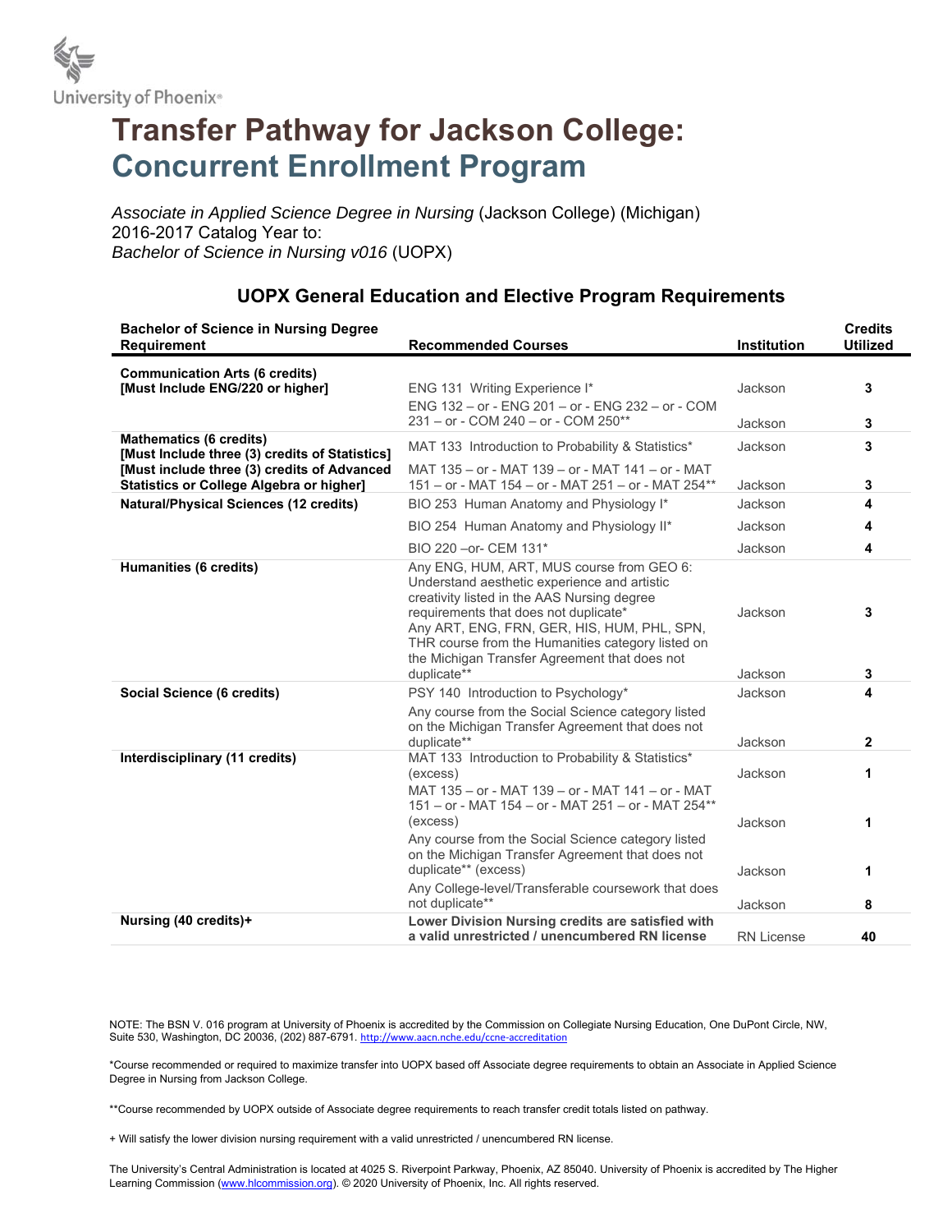University of Phoenix®

# Transfer Pathway for Jackson College:
# Concurrent Enrollment Program

*Associate in Applied Science Degree in Nursing* (Jackson College) (Michigan)
2016-2017 Catalog Year to:
*Bachelor of Science in Nursing v016* (UOPX)

## UOPX General Education and Elective Program Requirements

| Bachelor of Science in Nursing Degree Requirement | Recommended Courses | Institution | Credits Utilized |
|---|---|---|---|
| **Communication Arts (6 credits) [Must Include ENG/220 or higher]** | ENG 131 Writing Experience I* | Jackson | **3** |
| | ENG 132 – or - ENG 201 – or - ENG 232 – or - COM 231 – or - COM 240 – or - COM 250** | Jackson | **3** |
| **Mathematics (6 credits) [Must Include three (3) credits of Statistics] [Must include three (3) credits of Advanced Statistics or College Algebra or higher]** | MAT 133 Introduction to Probability & Statistics* | Jackson | **3** |
| | MAT 135 – or - MAT 139 – or - MAT 141 – or - MAT 151 – or - MAT 154 – or - MAT 251 – or - MAT 254** | Jackson | **3** |
| **Natural/Physical Sciences (12 credits)** | BIO 253 Human Anatomy and Physiology I* | Jackson | **4** |
| | BIO 254 Human Anatomy and Physiology II* | Jackson | **4** |
| | BIO 220 –or- CEM 131* | Jackson | **4** |
| **Humanities (6 credits)** | Any ENG, HUM, ART, MUS course from GEO 6: Understand aesthetic experience and artistic creativity listed in the AAS Nursing degree requirements that does not duplicate* | Jackson | **3** |
| | Any ART, ENG, FRN, GER, HIS, HUM, PHL, SPN, THR course from the Humanities category listed on the Michigan Transfer Agreement that does not duplicate** | Jackson | **3** |
| **Social Science (6 credits)** | PSY 140 Introduction to Psychology* | Jackson | **4** |
| | Any course from the Social Science category listed on the Michigan Transfer Agreement that does not duplicate** | Jackson | **2** |
| **Interdisciplinary (11 credits)** | MAT 133 Introduction to Probability & Statistics* (excess) | Jackson | **1** |
| | MAT 135 – or - MAT 139 – or - MAT 141 – or - MAT 151 – or - MAT 154 – or - MAT 251 – or - MAT 254** (excess) | Jackson | **1** |
| | Any course from the Social Science category listed on the Michigan Transfer Agreement that does not duplicate** (excess) | Jackson | **1** |
| | Any College-level/Transferable coursework that does not duplicate** | Jackson | **8** |
| **Nursing (40 credits)+** | **Lower Division Nursing credits are satisfied with a valid unrestricted / unencumbered RN license** | RN License | **40** |

NOTE: The BSN V. 016 program at University of Phoenix is accredited by the Commission on Collegiate Nursing Education, One DuPont Circle, NW, Suite 530, Washington, DC 20036, (202) 887-6791. http://www.aacn.nche.edu/ccne-accreditation

*Course recommended or required to maximize transfer into UOPX based off Associate degree requirements to obtain an Associate in Applied Science Degree in Nursing from Jackson College.

**Course recommended by UOPX outside of Associate degree requirements to reach transfer credit totals listed on pathway.

+ Will satisfy the lower division nursing requirement with a valid unrestricted / unencumbered RN license.

The University's Central Administration is located at 4025 S. Riverpoint Parkway, Phoenix, AZ 85040. University of Phoenix is accredited by The Higher Learning Commission (www.hlcommission.org). © 2020 University of Phoenix, Inc. All rights reserved.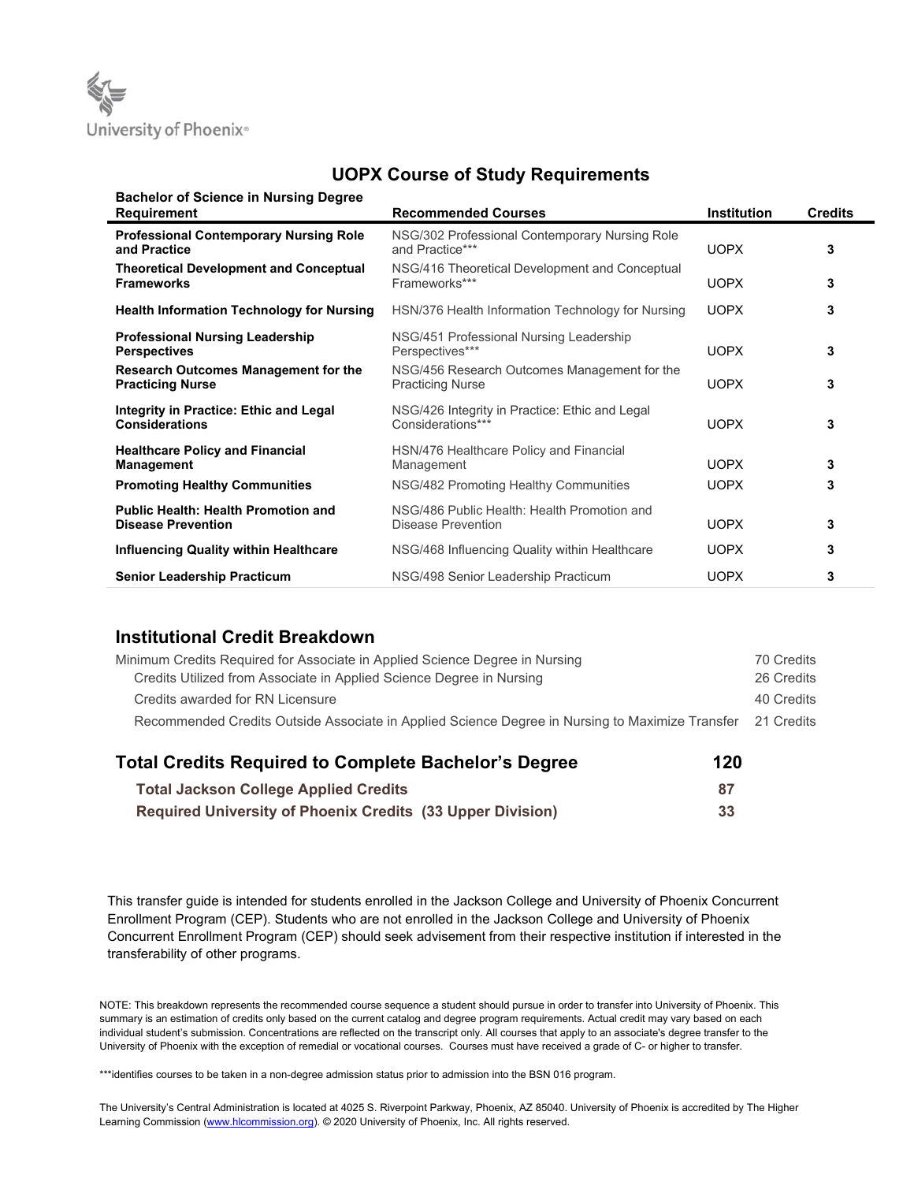## UOPX Course of Study Requirements

| Bachelor of Science in Nursing Degree Requirement | Recommended Courses | Institution | Credits |
|---|---|---|---|
| **Professional Contemporary Nursing Role and Practice** | NSG/302 Professional Contemporary Nursing Role and Practice*** | UOPX | 3 |
| **Theoretical Development and Conceptual Frameworks** | NSG/416 Theoretical Development and Conceptual Frameworks*** | UOPX | 3 |
| **Health Information Technology for Nursing** | HSN/376 Health Information Technology for Nursing | UOPX | 3 |
| **Professional Nursing Leadership Perspectives** | NSG/451 Professional Nursing Leadership Perspectives*** | UOPX | 3 |
| **Research Outcomes Management for the Practicing Nurse** | NSG/456 Research Outcomes Management for the Practicing Nurse | UOPX | 3 |
| **Integrity in Practice: Ethic and Legal Considerations** | NSG/426 Integrity in Practice: Ethic and Legal Considerations*** | UOPX | 3 |
| **Healthcare Policy and Financial Management** | HSN/476 Healthcare Policy and Financial Management | UOPX | 3 |
| **Promoting Healthy Communities** | NSG/482 Promoting Healthy Communities | UOPX | 3 |
| **Public Health: Health Promotion and Disease Prevention** | NSG/486 Public Health: Health Promotion and Disease Prevention | UOPX | 3 |
| **Influencing Quality within Healthcare** | NSG/468 Influencing Quality within Healthcare | UOPX | 3 |
| **Senior Leadership Practicum** | NSG/498 Senior Leadership Practicum | UOPX | 3 |

### Institutional Credit Breakdown

| | |
|---|---|
| Minimum Credits Required for Associate in Applied Science Degree in Nursing | 70 Credits |
| Credits Utilized from Associate in Applied Science Degree in Nursing | 26 Credits |
| Credits awarded for RN Licensure | 40 Credits |
| Recommended Credits Outside Associate in Applied Science Degree in Nursing to Maximize Transfer | 21 Credits |

| | |
|---|---|
| **Total Credits Required to Complete Bachelor's Degree** | **120** |
| **Total Jackson College Applied Credits** | **87** |
| **Required University of Phoenix Credits (33 Upper Division)** | **33** |

This transfer guide is intended for students enrolled in the Jackson College and University of Phoenix Concurrent Enrollment Program (CEP). Students who are not enrolled in the Jackson College and University of Phoenix Concurrent Enrollment Program (CEP) should seek advisement from their respective institution if interested in the transferability of other programs.

NOTE: This breakdown represents the recommended course sequence a student should pursue in order to transfer into University of Phoenix. This summary is an estimation of credits only based on the current catalog and degree program requirements. Actual credit may vary based on each individual student's submission. Concentrations are reflected on the transcript only. All courses that apply to an associate's degree transfer to the University of Phoenix with the exception of remedial or vocational courses. Courses must have received a grade of C- or higher to transfer.

***identifies courses to be taken in a non-degree admission status prior to admission into the BSN 016 program.

The University's Central Administration is located at 4025 S. Riverpoint Parkway, Phoenix, AZ 85040. University of Phoenix is accredited by The Higher Learning Commission (www.hlcommission.org). © 2020 University of Phoenix, Inc. All rights reserved.